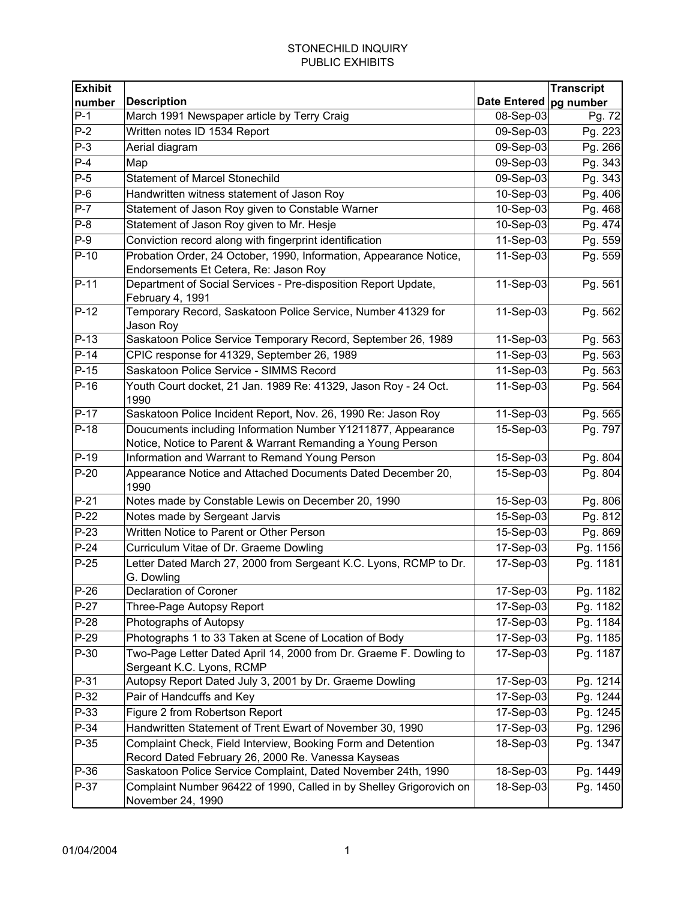# STONECHILD INQUIRY
## PUBLIC EXHIBITS

| Exhibit number | Description | Date Entered | Transcript pg number |
|---|---|---|---|
| P-1 | March 1991 Newspaper article by Terry Craig | 08-Sep-03 | Pg. 72 |
| P-2 | Written notes ID 1534 Report | 09-Sep-03 | Pg. 223 |
| P-3 | Aerial diagram | 09-Sep-03 | Pg. 266 |
| P-4 | Map | 09-Sep-03 | Pg. 343 |
| P-5 | Statement of Marcel Stonechild | 09-Sep-03 | Pg. 343 |
| P-6 | Handwritten witness statement of Jason Roy | 10-Sep-03 | Pg. 406 |
| P-7 | Statement of Jason Roy given to Constable Warner | 10-Sep-03 | Pg. 468 |
| P-8 | Statement of Jason Roy given to Mr. Hesje | 10-Sep-03 | Pg. 474 |
| P-9 | Conviction record along with fingerprint identification | 11-Sep-03 | Pg. 559 |
| P-10 | Probation Order, 24 October, 1990, Information, Appearance Notice, Endorsements Et Cetera, Re: Jason Roy | 11-Sep-03 | Pg. 559 |
| P-11 | Department of Social Services - Pre-disposition Report Update, February 4, 1991 | 11-Sep-03 | Pg. 561 |
| P-12 | Temporary Record, Saskatoon Police Service, Number 41329 for Jason Roy | 11-Sep-03 | Pg. 562 |
| P-13 | Saskatoon Police Service Temporary Record, September 26, 1989 | 11-Sep-03 | Pg. 563 |
| P-14 | CPIC response for 41329, September 26, 1989 | 11-Sep-03 | Pg. 563 |
| P-15 | Saskatoon Police Service - SIMMS Record | 11-Sep-03 | Pg. 563 |
| P-16 | Youth Court docket, 21 Jan. 1989 Re: 41329, Jason Roy - 24 Oct. 1990 | 11-Sep-03 | Pg. 564 |
| P-17 | Saskatoon Police Incident Report, Nov. 26, 1990 Re: Jason Roy | 11-Sep-03 | Pg. 565 |
| P-18 | Doucuments including Information Number Y1211877, Appearance Notice, Notice to Parent & Warrant Remanding a Young Person | 15-Sep-03 | Pg. 797 |
| P-19 | Information and Warrant to Remand Young Person | 15-Sep-03 | Pg. 804 |
| P-20 | Appearance Notice and Attached Documents Dated December 20, 1990 | 15-Sep-03 | Pg. 804 |
| P-21 | Notes made by Constable Lewis on December 20, 1990 | 15-Sep-03 | Pg. 806 |
| P-22 | Notes made by Sergeant Jarvis | 15-Sep-03 | Pg. 812 |
| P-23 | Written Notice to Parent or Other Person | 15-Sep-03 | Pg. 869 |
| P-24 | Curriculum Vitae of Dr. Graeme Dowling | 17-Sep-03 | Pg. 1156 |
| P-25 | Letter Dated March 27, 2000 from Sergeant K.C. Lyons, RCMP to Dr. G. Dowling | 17-Sep-03 | Pg. 1181 |
| P-26 | Declaration of Coroner | 17-Sep-03 | Pg. 1182 |
| P-27 | Three-Page Autopsy Report | 17-Sep-03 | Pg. 1182 |
| P-28 | Photographs of Autopsy | 17-Sep-03 | Pg. 1184 |
| P-29 | Photographs 1 to 33 Taken at Scene of Location of Body | 17-Sep-03 | Pg. 1185 |
| P-30 | Two-Page Letter Dated April 14, 2000 from Dr. Graeme F. Dowling to Sergeant K.C. Lyons, RCMP | 17-Sep-03 | Pg. 1187 |
| P-31 | Autopsy Report Dated July 3, 2001 by Dr. Graeme Dowling | 17-Sep-03 | Pg. 1214 |
| P-32 | Pair of Handcuffs and Key | 17-Sep-03 | Pg. 1244 |
| P-33 | Figure 2 from Robertson Report | 17-Sep-03 | Pg. 1245 |
| P-34 | Handwritten Statement of Trent Ewart of November 30, 1990 | 17-Sep-03 | Pg. 1296 |
| P-35 | Complaint Check, Field Interview, Booking Form and Detention Record Dated February 26, 2000 Re. Vanessa Kayseas | 18-Sep-03 | Pg. 1347 |
| P-36 | Saskatoon Police Service Complaint, Dated November 24th, 1990 | 18-Sep-03 | Pg. 1449 |
| P-37 | Complaint Number 96422 of 1990, Called in by Shelley Grigorovich on November 24, 1990 | 18-Sep-03 | Pg. 1450 |

01/04/2004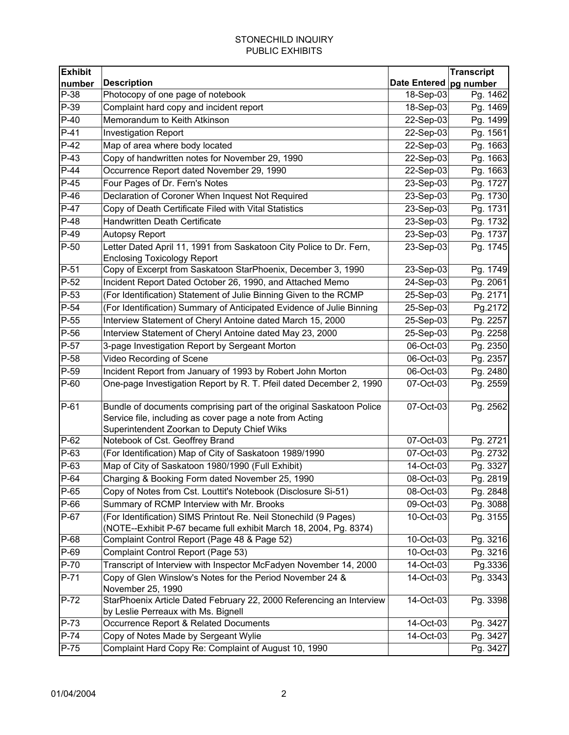STONECHILD INQUIRY
PUBLIC EXHIBITS

| Exhibit number | Description | Date Entered | Transcript pg number |
|---|---|---|---|
| P-38 | Photocopy of one page of notebook | 18-Sep-03 | Pg. 1462 |
| P-39 | Complaint hard copy and incident report | 18-Sep-03 | Pg. 1469 |
| P-40 | Memorandum to Keith Atkinson | 22-Sep-03 | Pg. 1499 |
| P-41 | Investigation Report | 22-Sep-03 | Pg. 1561 |
| P-42 | Map of area where body located | 22-Sep-03 | Pg. 1663 |
| P-43 | Copy of handwritten notes for November 29, 1990 | 22-Sep-03 | Pg. 1663 |
| P-44 | Occurrence Report dated November 29, 1990 | 22-Sep-03 | Pg. 1663 |
| P-45 | Four Pages of Dr. Fern's Notes | 23-Sep-03 | Pg. 1727 |
| P-46 | Declaration of Coroner When Inquest Not Required | 23-Sep-03 | Pg. 1730 |
| P-47 | Copy of Death Certificate Filed with Vital Statistics | 23-Sep-03 | Pg. 1731 |
| P-48 | Handwritten Death Certificate | 23-Sep-03 | Pg. 1732 |
| P-49 | Autopsy Report | 23-Sep-03 | Pg. 1737 |
| P-50 | Letter Dated April 11, 1991 from Saskatoon City Police to Dr. Fern, Enclosing Toxicology Report | 23-Sep-03 | Pg. 1745 |
| P-51 | Copy of Excerpt from Saskatoon StarPhoenix, December 3, 1990 | 23-Sep-03 | Pg. 1749 |
| P-52 | Incident Report Dated October 26, 1990, and Attached Memo | 24-Sep-03 | Pg. 2061 |
| P-53 | (For Identification) Statement of Julie Binning Given to the RCMP | 25-Sep-03 | Pg. 2171 |
| P-54 | (For Identification) Summary of Anticipated Evidence of Julie Binning | 25-Sep-03 | Pg.2172 |
| P-55 | Interview Statement of Cheryl Antoine dated March 15, 2000 | 25-Sep-03 | Pg. 2257 |
| P-56 | Interview Statement of Cheryl Antoine dated May 23, 2000 | 25-Sep-03 | Pg. 2258 |
| P-57 | 3-page Investigation Report by Sergeant Morton | 06-Oct-03 | Pg. 2350 |
| P-58 | Video Recording of Scene | 06-Oct-03 | Pg. 2357 |
| P-59 | Incident Report from January of 1993 by Robert John Morton | 06-Oct-03 | Pg. 2480 |
| P-60 | One-page Investigation Report by R. T. Pfeil dated December 2, 1990 | 07-Oct-03 | Pg. 2559 |
| P-61 | Bundle of documents comprising part of the original Saskatoon Police Service file, including as cover page a note from Acting Superintendent Zoorkan to Deputy Chief Wiks | 07-Oct-03 | Pg. 2562 |
| P-62 | Notebook of Cst. Geoffrey Brand | 07-Oct-03 | Pg. 2721 |
| P-63 | (For Identification) Map of City of Saskatoon 1989/1990 | 07-Oct-03 | Pg. 2732 |
| P-63 | Map of City of Saskatoon 1980/1990 (Full Exhibit) | 14-Oct-03 | Pg. 3327 |
| P-64 | Charging & Booking Form dated November 25, 1990 | 08-Oct-03 | Pg. 2819 |
| P-65 | Copy of Notes from Cst. Louttit's Notebook (Disclosure Si-51) | 08-Oct-03 | Pg. 2848 |
| P-66 | Summary of RCMP Interview with Mr. Brooks | 09-Oct-03 | Pg. 3088 |
| P-67 | (For Identification) SIMS Printout Re. Neil Stonechild (9 Pages) (NOTE--Exhibit P-67 became full exhibit March 18, 2004, Pg. 8374) | 10-Oct-03 | Pg. 3155 |
| P-68 | Complaint Control Report (Page 48 & Page 52) | 10-Oct-03 | Pg. 3216 |
| P-69 | Complaint Control Report (Page 53) | 10-Oct-03 | Pg. 3216 |
| P-70 | Transcript of Interview with Inspector McFadyen November 14, 2000 | 14-Oct-03 | Pg.3336 |
| P-71 | Copy of Glen Winslow's Notes for the Period November 24 & November 25, 1990 | 14-Oct-03 | Pg. 3343 |
| P-72 | StarPhoenix Article Dated February 22, 2000 Referencing an Interview by Leslie Perreaux with Ms. Bignell | 14-Oct-03 | Pg. 3398 |
| P-73 | Occurrence Report & Related Documents | 14-Oct-03 | Pg. 3427 |
| P-74 | Copy of Notes Made by Sergeant Wylie | 14-Oct-03 | Pg. 3427 |
| P-75 | Complaint Hard Copy Re: Complaint of August 10, 1990 | | Pg. 3427 |

01/04/2004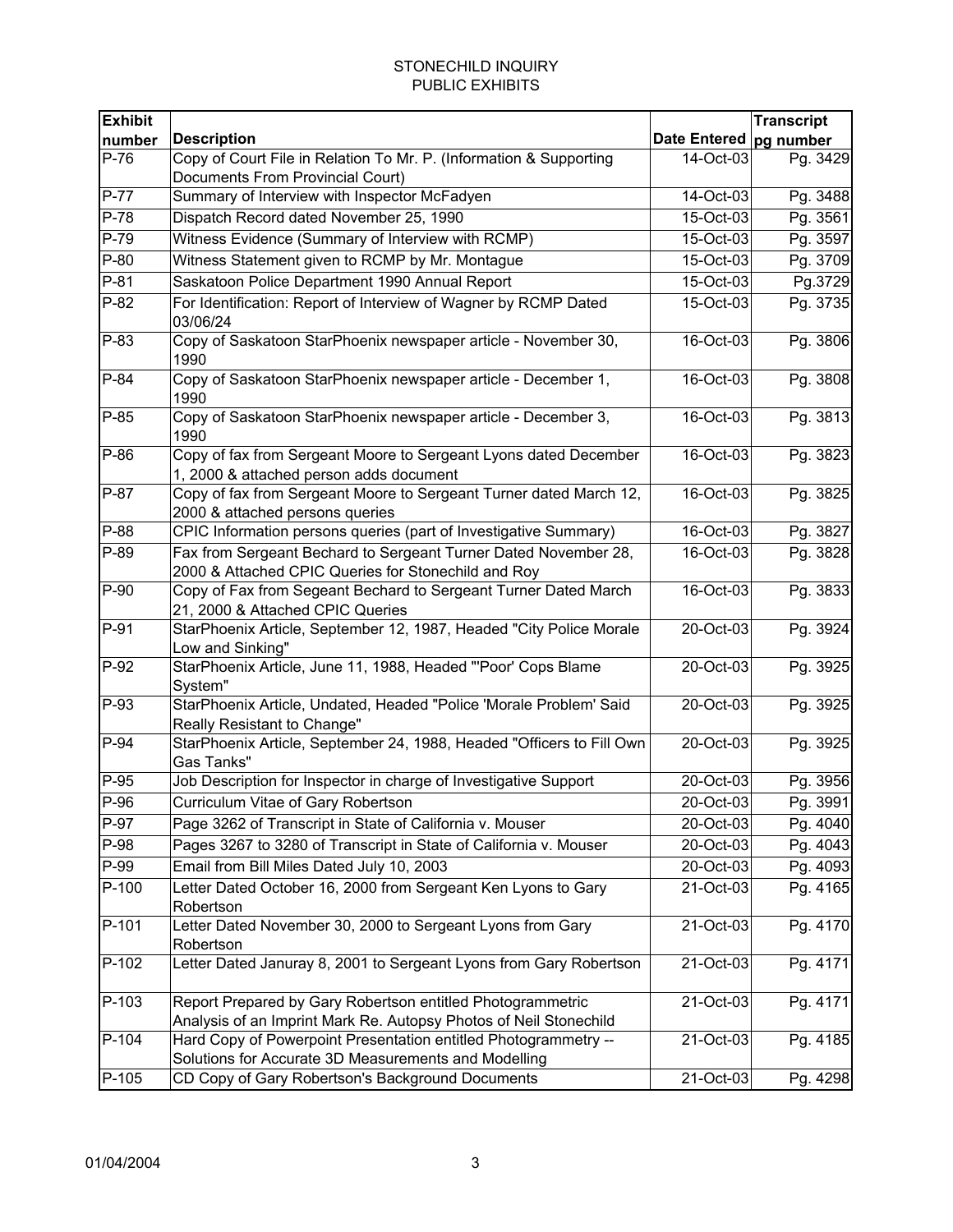STONECHILD INQUIRY
PUBLIC EXHIBITS

| Exhibit number | Description | Date Entered | Transcript pg number |
|---|---|---|---|
| P-76 | Copy of Court File in Relation To Mr. P. (Information & Supporting Documents From Provincial Court) | 14-Oct-03 | Pg. 3429 |
| P-77 | Summary of Interview with Inspector McFadyen | 14-Oct-03 | Pg. 3488 |
| P-78 | Dispatch Record dated November 25, 1990 | 15-Oct-03 | Pg. 3561 |
| P-79 | Witness Evidence (Summary of Interview with RCMP) | 15-Oct-03 | Pg. 3597 |
| P-80 | Witness Statement given to RCMP by Mr. Montague | 15-Oct-03 | Pg. 3709 |
| P-81 | Saskatoon Police Department 1990 Annual Report | 15-Oct-03 | Pg.3729 |
| P-82 | For Identification: Report of Interview of Wagner by RCMP Dated 03/06/24 | 15-Oct-03 | Pg. 3735 |
| P-83 | Copy of Saskatoon StarPhoenix newspaper article - November 30, 1990 | 16-Oct-03 | Pg. 3806 |
| P-84 | Copy of Saskatoon StarPhoenix newspaper article - December 1, 1990 | 16-Oct-03 | Pg. 3808 |
| P-85 | Copy of Saskatoon StarPhoenix newspaper article - December 3, 1990 | 16-Oct-03 | Pg. 3813 |
| P-86 | Copy of fax from Sergeant Moore to Sergeant Lyons dated December 1, 2000 & attached person adds document | 16-Oct-03 | Pg. 3823 |
| P-87 | Copy of fax from Sergeant Moore to Sergeant Turner dated March 12, 2000 & attached persons queries | 16-Oct-03 | Pg. 3825 |
| P-88 | CPIC Information persons queries (part of Investigative Summary) | 16-Oct-03 | Pg. 3827 |
| P-89 | Fax from Sergeant Bechard to Sergeant Turner Dated November 28, 2000 & Attached CPIC Queries for Stonechild and Roy | 16-Oct-03 | Pg. 3828 |
| P-90 | Copy of Fax from Segeant Bechard to Sergeant Turner Dated March 21, 2000 & Attached CPIC Queries | 16-Oct-03 | Pg. 3833 |
| P-91 | StarPhoenix Article, September 12, 1987, Headed "City Police Morale Low and Sinking" | 20-Oct-03 | Pg. 3924 |
| P-92 | StarPhoenix Article, June 11, 1988, Headed "'Poor' Cops Blame System" | 20-Oct-03 | Pg. 3925 |
| P-93 | StarPhoenix Article, Undated, Headed "Police 'Morale Problem' Said Really Resistant to Change" | 20-Oct-03 | Pg. 3925 |
| P-94 | StarPhoenix Article, September 24, 1988, Headed "Officers to Fill Own Gas Tanks" | 20-Oct-03 | Pg. 3925 |
| P-95 | Job Description for Inspector in charge of Investigative Support | 20-Oct-03 | Pg. 3956 |
| P-96 | Curriculum Vitae of Gary Robertson | 20-Oct-03 | Pg. 3991 |
| P-97 | Page 3262 of Transcript in State of California v. Mouser | 20-Oct-03 | Pg. 4040 |
| P-98 | Pages 3267 to 3280 of Transcript in State of California v. Mouser | 20-Oct-03 | Pg. 4043 |
| P-99 | Email from Bill Miles Dated July 10, 2003 | 20-Oct-03 | Pg. 4093 |
| P-100 | Letter Dated October 16, 2000 from Sergeant Ken Lyons to Gary Robertson | 21-Oct-03 | Pg. 4165 |
| P-101 | Letter Dated November 30, 2000 to Sergeant Lyons from Gary Robertson | 21-Oct-03 | Pg. 4170 |
| P-102 | Letter Dated Januray 8, 2001 to Sergeant Lyons from Gary Robertson | 21-Oct-03 | Pg. 4171 |
| P-103 | Report Prepared by Gary Robertson entitled Photogrammetric Analysis of an Imprint Mark Re. Autopsy Photos of Neil Stonechild | 21-Oct-03 | Pg. 4171 |
| P-104 | Hard Copy of Powerpoint Presentation entitled Photogrammetry -- Solutions for Accurate 3D Measurements and Modelling | 21-Oct-03 | Pg. 4185 |
| P-105 | CD Copy of Gary Robertson's Background Documents | 21-Oct-03 | Pg. 4298 |

01/04/2004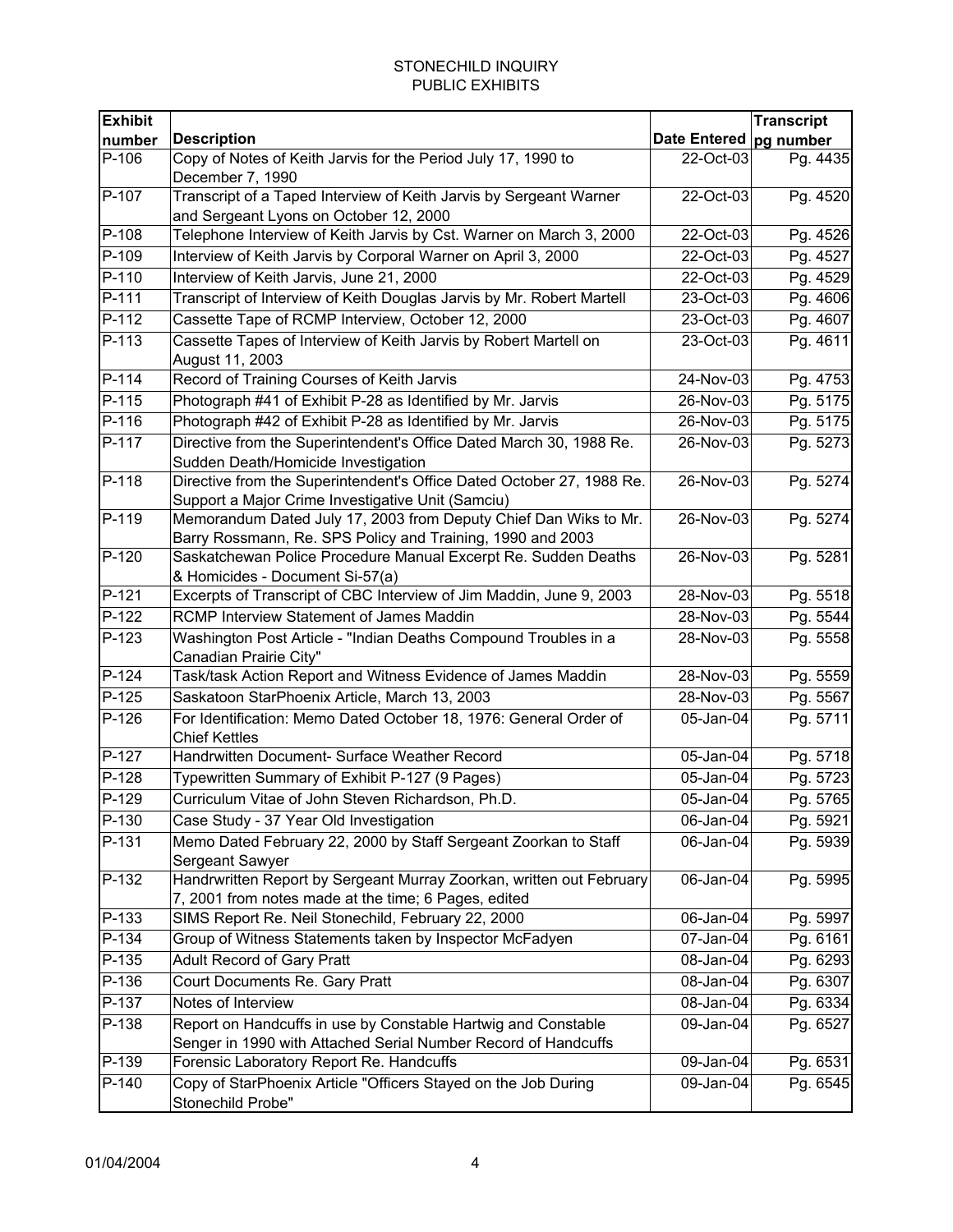STONECHILD INQUIRY
PUBLIC EXHIBITS

| Exhibit number | Description | Date Entered | Transcript pg number |
|---|---|---|---|
| P-106 | Copy of Notes of Keith Jarvis for the Period July 17, 1990 to December 7, 1990 | 22-Oct-03 | Pg. 4435 |
| P-107 | Transcript of a Taped Interview of Keith Jarvis by Sergeant Warner and Sergeant Lyons on October 12, 2000 | 22-Oct-03 | Pg. 4520 |
| P-108 | Telephone Interview of Keith Jarvis by Cst. Warner on March 3, 2000 | 22-Oct-03 | Pg. 4526 |
| P-109 | Interview of Keith Jarvis by Corporal Warner on April 3, 2000 | 22-Oct-03 | Pg. 4527 |
| P-110 | Interview of Keith Jarvis, June 21, 2000 | 22-Oct-03 | Pg. 4529 |
| P-111 | Transcript of Interview of Keith Douglas Jarvis by Mr. Robert Martell | 23-Oct-03 | Pg. 4606 |
| P-112 | Cassette Tape of RCMP Interview, October 12, 2000 | 23-Oct-03 | Pg. 4607 |
| P-113 | Cassette Tapes of Interview of Keith Jarvis by Robert Martell on August 11, 2003 | 23-Oct-03 | Pg. 4611 |
| P-114 | Record of Training Courses of Keith Jarvis | 24-Nov-03 | Pg. 4753 |
| P-115 | Photograph #41 of Exhibit P-28 as Identified by Mr. Jarvis | 26-Nov-03 | Pg. 5175 |
| P-116 | Photograph #42 of Exhibit P-28 as Identified by Mr. Jarvis | 26-Nov-03 | Pg. 5175 |
| P-117 | Directive from the Superintendent's Office Dated March 30, 1988 Re. Sudden Death/Homicide Investigation | 26-Nov-03 | Pg. 5273 |
| P-118 | Directive from the Superintendent's Office Dated October 27, 1988 Re. Support a Major Crime Investigative Unit (Samciu) | 26-Nov-03 | Pg. 5274 |
| P-119 | Memorandum Dated July 17, 2003 from Deputy Chief Dan Wiks to Mr. Barry Rossmann, Re. SPS Policy and Training, 1990 and 2003 | 26-Nov-03 | Pg. 5274 |
| P-120 | Saskatchewan Police Procedure Manual Excerpt Re. Sudden Deaths & Homicides - Document Si-57(a) | 26-Nov-03 | Pg. 5281 |
| P-121 | Excerpts of Transcript of CBC Interview of Jim Maddin, June 9, 2003 | 28-Nov-03 | Pg. 5518 |
| P-122 | RCMP Interview Statement of James Maddin | 28-Nov-03 | Pg. 5544 |
| P-123 | Washington Post Article - "Indian Deaths Compound Troubles in a Canadian Prairie City" | 28-Nov-03 | Pg. 5558 |
| P-124 | Task/task Action Report and Witness Evidence of James Maddin | 28-Nov-03 | Pg. 5559 |
| P-125 | Saskatoon StarPhoenix Article, March 13, 2003 | 28-Nov-03 | Pg. 5567 |
| P-126 | For Identification: Memo Dated October 18, 1976: General Order of Chief Kettles | 05-Jan-04 | Pg. 5711 |
| P-127 | Handwritten Document- Surface Weather Record | 05-Jan-04 | Pg. 5718 |
| P-128 | Typewritten Summary of Exhibit P-127 (9 Pages) | 05-Jan-04 | Pg. 5723 |
| P-129 | Curriculum Vitae of John Steven Richardson, Ph.D. | 05-Jan-04 | Pg. 5765 |
| P-130 | Case Study - 37 Year Old Investigation | 06-Jan-04 | Pg. 5921 |
| P-131 | Memo Dated February 22, 2000 by Staff Sergeant Zoorkan to Staff Sergeant Sawyer | 06-Jan-04 | Pg. 5939 |
| P-132 | Handrwritten Report by Sergeant Murray Zoorkan, written out February 7, 2001 from notes made at the time; 6 Pages, edited | 06-Jan-04 | Pg. 5995 |
| P-133 | SIMS Report Re. Neil Stonechild, February 22, 2000 | 06-Jan-04 | Pg. 5997 |
| P-134 | Group of Witness Statements taken by Inspector McFadyen | 07-Jan-04 | Pg. 6161 |
| P-135 | Adult Record of Gary Pratt | 08-Jan-04 | Pg. 6293 |
| P-136 | Court Documents Re. Gary Pratt | 08-Jan-04 | Pg. 6307 |
| P-137 | Notes of Interview | 08-Jan-04 | Pg. 6334 |
| P-138 | Report on Handcuffs in use by Constable Hartwig and Constable Senger in 1990 with Attached Serial Number Record of Handcuffs | 09-Jan-04 | Pg. 6527 |
| P-139 | Forensic Laboratory Report Re. Handcuffs | 09-Jan-04 | Pg. 6531 |
| P-140 | Copy of StarPhoenix Article "Officers Stayed on the Job During Stonechild Probe" | 09-Jan-04 | Pg. 6545 |

01/04/2004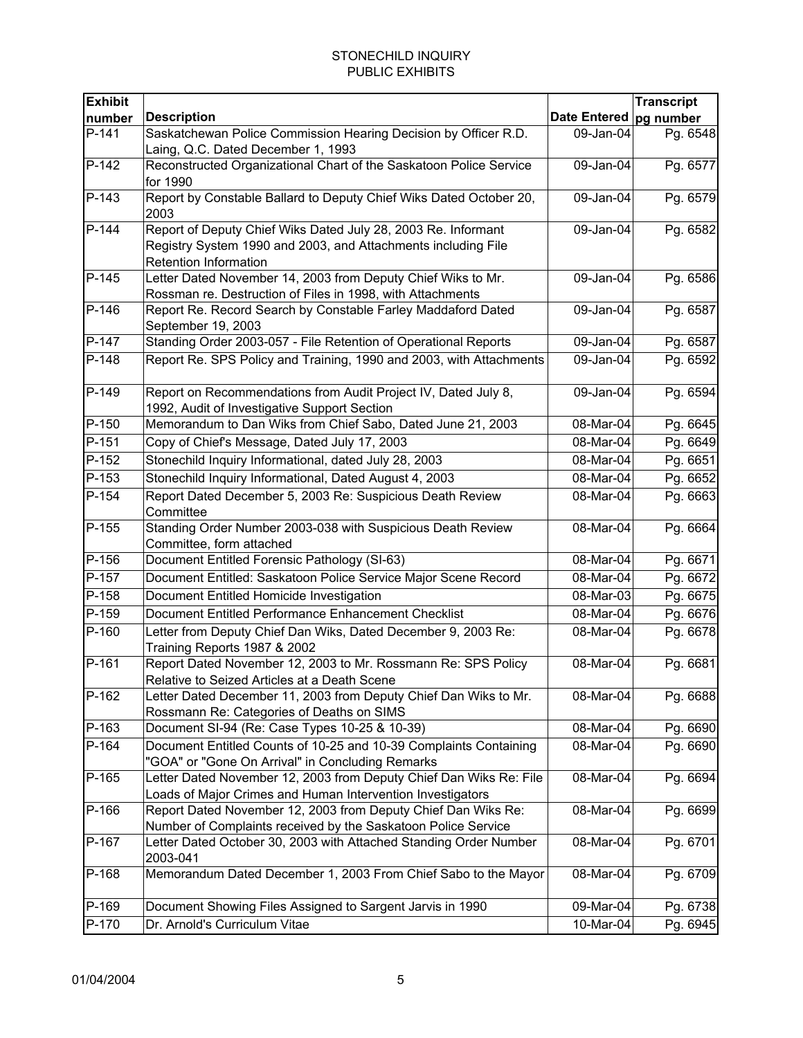# STONECHILD INQUIRY
## PUBLIC EXHIBITS

| Exhibit number | Description | Date Entered | Transcript pg number |
|---|---|---|---|
| P-141 | Saskatchewan Police Commission Hearing Decision by Officer R.D. Laing, Q.C. Dated December 1, 1993 | 09-Jan-04 | Pg. 6548 |
| P-142 | Reconstructed Organizational Chart of the Saskatoon Police Service for 1990 | 09-Jan-04 | Pg. 6577 |
| P-143 | Report by Constable Ballard to Deputy Chief Wiks Dated October 20, 2003 | 09-Jan-04 | Pg. 6579 |
| P-144 | Report of Deputy Chief Wiks Dated July 28, 2003 Re. Informant Registry System 1990 and 2003, and Attachments including File Retention Information | 09-Jan-04 | Pg. 6582 |
| P-145 | Letter Dated November 14, 2003 from Deputy Chief Wiks to Mr. Rossman re. Destruction of Files in 1998, with Attachments | 09-Jan-04 | Pg. 6586 |
| P-146 | Report Re. Record Search by Constable Farley Maddaford Dated September 19, 2003 | 09-Jan-04 | Pg. 6587 |
| P-147 | Standing Order 2003-057 - File Retention of Operational Reports | 09-Jan-04 | Pg. 6587 |
| P-148 | Report Re. SPS Policy and Training, 1990 and 2003, with Attachments | 09-Jan-04 | Pg. 6592 |
| P-149 | Report on Recommendations from Audit Project IV, Dated July 8, 1992, Audit of Investigative Support Section | 09-Jan-04 | Pg. 6594 |
| P-150 | Memorandum to Dan Wiks from Chief Sabo, Dated June 21, 2003 | 08-Mar-04 | Pg. 6645 |
| P-151 | Copy of Chief's Message, Dated July 17, 2003 | 08-Mar-04 | Pg. 6649 |
| P-152 | Stonechild Inquiry Informational, dated July 28, 2003 | 08-Mar-04 | Pg. 6651 |
| P-153 | Stonechild Inquiry Informational, Dated August 4, 2003 | 08-Mar-04 | Pg. 6652 |
| P-154 | Report Dated December 5, 2003 Re: Suspicious Death Review Committee | 08-Mar-04 | Pg. 6663 |
| P-155 | Standing Order Number 2003-038 with Suspicious Death Review Committee, form attached | 08-Mar-04 | Pg. 6664 |
| P-156 | Document Entitled Forensic Pathology (SI-63) | 08-Mar-04 | Pg. 6671 |
| P-157 | Document Entitled: Saskatoon Police Service Major Scene Record | 08-Mar-04 | Pg. 6672 |
| P-158 | Document Entitled Homicide Investigation | 08-Mar-03 | Pg. 6675 |
| P-159 | Document Entitled Performance Enhancement Checklist | 08-Mar-04 | Pg. 6676 |
| P-160 | Letter from Deputy Chief Dan Wiks, Dated December 9, 2003 Re: Training Reports 1987 & 2002 | 08-Mar-04 | Pg. 6678 |
| P-161 | Report Dated November 12, 2003 to Mr. Rossmann Re: SPS Policy Relative to Seized Articles at a Death Scene | 08-Mar-04 | Pg. 6681 |
| P-162 | Letter Dated December 11, 2003 from Deputy Chief Dan Wiks to Mr. Rossmann Re: Categories of Deaths on SIMS | 08-Mar-04 | Pg. 6688 |
| P-163 | Document SI-94 (Re: Case Types 10-25 & 10-39) | 08-Mar-04 | Pg. 6690 |
| P-164 | Document Entitled Counts of 10-25 and 10-39 Complaints Containing "GOA" or "Gone On Arrival" in Concluding Remarks | 08-Mar-04 | Pg. 6690 |
| P-165 | Letter Dated November 12, 2003 from Deputy Chief Dan Wiks Re: File Loads of Major Crimes and Human Intervention Investigators | 08-Mar-04 | Pg. 6694 |
| P-166 | Report Dated November 12, 2003 from Deputy Chief Dan Wiks Re: Number of Complaints received by the Saskatoon Police Service | 08-Mar-04 | Pg. 6699 |
| P-167 | Letter Dated October 30, 2003 with Attached Standing Order Number 2003-041 | 08-Mar-04 | Pg. 6701 |
| P-168 | Memorandum Dated December 1, 2003 From Chief Sabo to the Mayor | 08-Mar-04 | Pg. 6709 |
| P-169 | Document Showing Files Assigned to Sargent Jarvis in 1990 | 09-Mar-04 | Pg. 6738 |
| P-170 | Dr. Arnold's Curriculum Vitae | 10-Mar-04 | Pg. 6945 |

01/04/2004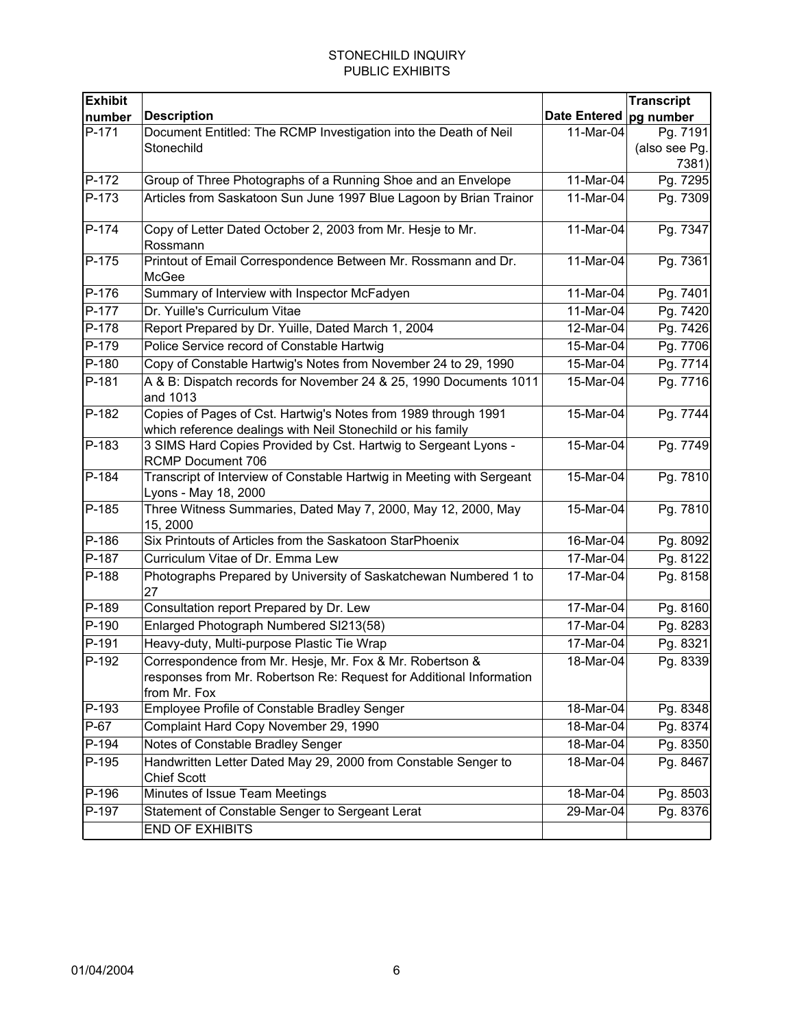# STONECHILD INQUIRY
## PUBLIC EXHIBITS

| Exhibit number | Description | Date Entered | Transcript pg number |
|---|---|---|---|
| P-171 | Document Entitled: The RCMP Investigation into the Death of Neil Stonechild | 11-Mar-04 | Pg. 7191 (also see Pg. 7381) |
| P-172 | Group of Three Photographs of a Running Shoe and an Envelope | 11-Mar-04 | Pg. 7295 |
| P-173 | Articles from Saskatoon Sun June 1997 Blue Lagoon by Brian Trainor | 11-Mar-04 | Pg. 7309 |
| P-174 | Copy of Letter Dated October 2, 2003 from Mr. Hesje to Mr. Rossmann | 11-Mar-04 | Pg. 7347 |
| P-175 | Printout of Email Correspondence Between Mr. Rossmann and Dr. McGee | 11-Mar-04 | Pg. 7361 |
| P-176 | Summary of Interview with Inspector McFadyen | 11-Mar-04 | Pg. 7401 |
| P-177 | Dr. Yuille's Curriculum Vitae | 11-Mar-04 | Pg. 7420 |
| P-178 | Report Prepared by Dr. Yuille, Dated March 1, 2004 | 12-Mar-04 | Pg. 7426 |
| P-179 | Police Service record of Constable Hartwig | 15-Mar-04 | Pg. 7706 |
| P-180 | Copy of Constable Hartwig's Notes from November 24 to 29, 1990 | 15-Mar-04 | Pg. 7714 |
| P-181 | A & B: Dispatch records for November 24 & 25, 1990 Documents 1011 and 1013 | 15-Mar-04 | Pg. 7716 |
| P-182 | Copies of Pages of Cst. Hartwig's Notes from 1989 through 1991 which reference dealings with Neil Stonechild or his family | 15-Mar-04 | Pg. 7744 |
| P-183 | 3 SIMS Hard Copies Provided by Cst. Hartwig to Sergeant Lyons - RCMP Document 706 | 15-Mar-04 | Pg. 7749 |
| P-184 | Transcript of Interview of Constable Hartwig in Meeting with Sergeant Lyons - May 18, 2000 | 15-Mar-04 | Pg. 7810 |
| P-185 | Three Witness Summaries, Dated May 7, 2000, May 12, 2000, May 15, 2000 | 15-Mar-04 | Pg. 7810 |
| P-186 | Six Printouts of Articles from the Saskatoon StarPhoenix | 16-Mar-04 | Pg. 8092 |
| P-187 | Curriculum Vitae of Dr. Emma Lew | 17-Mar-04 | Pg. 8122 |
| P-188 | Photographs Prepared by University of Saskatchewan Numbered 1 to 27 | 17-Mar-04 | Pg. 8158 |
| P-189 | Consultation report Prepared by Dr. Lew | 17-Mar-04 | Pg. 8160 |
| P-190 | Enlarged Photograph Numbered SI213(58) | 17-Mar-04 | Pg. 8283 |
| P-191 | Heavy-duty, Multi-purpose Plastic Tie Wrap | 17-Mar-04 | Pg. 8321 |
| P-192 | Correspondence from Mr. Hesje, Mr. Fox & Mr. Robertson & responses from Mr. Robertson Re: Request for Additional Information from Mr. Fox | 18-Mar-04 | Pg. 8339 |
| P-193 | Employee Profile of Constable Bradley Senger | 18-Mar-04 | Pg. 8348 |
| P-67 | Complaint Hard Copy November 29, 1990 | 18-Mar-04 | Pg. 8374 |
| P-194 | Notes of Constable Bradley Senger | 18-Mar-04 | Pg. 8350 |
| P-195 | Handwritten Letter Dated May 29, 2000 from Constable Senger to Chief Scott | 18-Mar-04 | Pg. 8467 |
| P-196 | Minutes of Issue Team Meetings | 18-Mar-04 | Pg. 8503 |
| P-197 | Statement of Constable Senger to Sergeant Lerat | 29-Mar-04 | Pg. 8376 |
| | END OF EXHIBITS | | |

01/04/2004